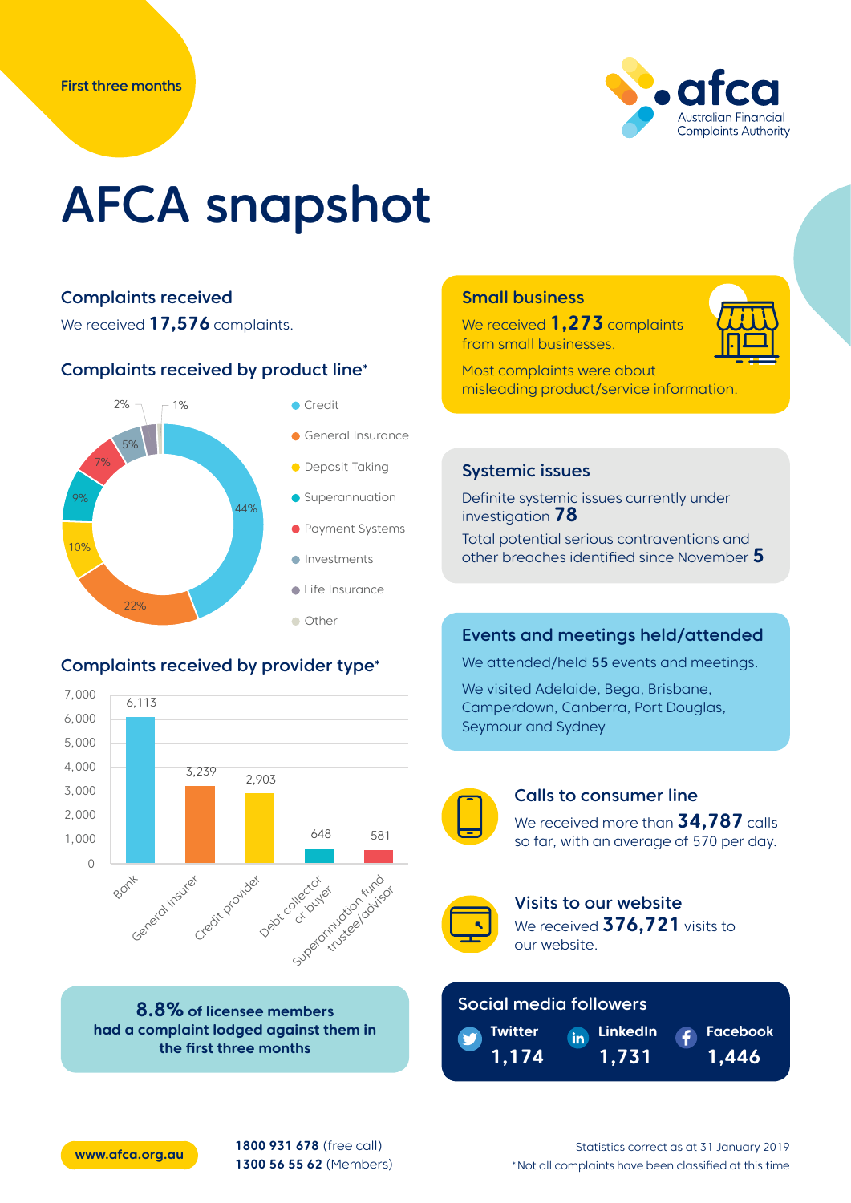First three months

afca
Australian Financial Complaints Authority

# AFCA snapshot

## Complaints received

We received **17,576** complaints.

## Complaints received by product line*

| Product line | Share |
|---|---|
| Credit | 44% |
| General Insurance | 22% |
| Deposit Taking | 10% |
| Superannuation | 9% |
| Payment Systems | 7% |
| Investments | 5% |
| Life Insurance | 2% |
| Other | 1% |

## Complaints received by provider type*

| Provider type | Complaints |
|---|---|
| Bank | 6,113 |
| General insurer | 3,239 |
| Credit provider | 2,903 |
| Debt collector or buyer | 648 |
| Superannuation fund trustee/advisor | 581 |

**8.8%** of licensee members had a complaint lodged against them in the first three months

## Small business

We received **1,273** complaints from small businesses.

Most complaints were about misleading product/service information.

## Systemic issues

Definite systemic issues currently under investigation **78**

Total potential serious contraventions and other breaches identified since November **5**

## Events and meetings held/attended

We attended/held **55** events and meetings.

We visited Adelaide, Bega, Brisbane, Camperdown, Canberra, Port Douglas, Seymour and Sydney

## Calls to consumer line

We received more than **34,787** calls so far, with an average of 570 per day.

## Visits to our website

We received **376,721** visits to our website.

## Social media followers

| Twitter | LinkedIn | Facebook |
|---|---|---|
| 1,174 | 1,731 | 1,446 |

www.afca.org.au

**1800 931 678** (free call)
**1300 56 55 62** (Members)

Statistics correct as at 31 January 2019

*Not all complaints have been classified at this time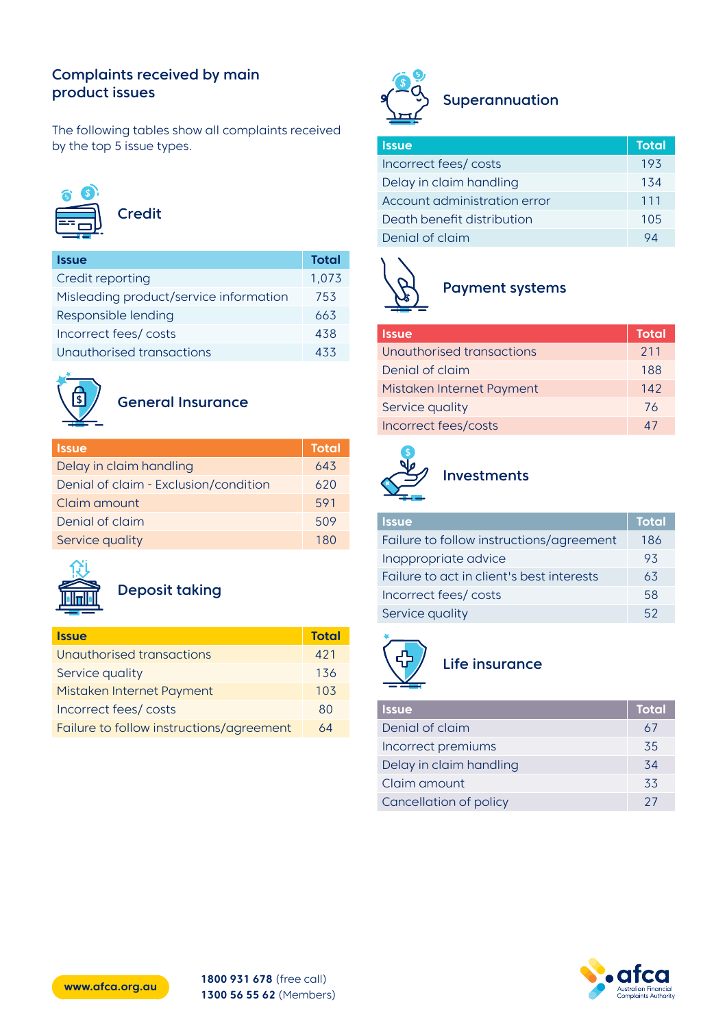## Complaints received by main product issues

The following tables show all complaints received by the top 5 issue types.

### Credit

| Issue | Total |
| --- | --- |
| Credit reporting | 1,073 |
| Misleading product/service information | 753 |
| Responsible lending | 663 |
| Incorrect fees/ costs | 438 |
| Unauthorised transactions | 433 |

### General Insurance

| Issue | Total |
| --- | --- |
| Delay in claim handling | 643 |
| Denial of claim - Exclusion/condition | 620 |
| Claim amount | 591 |
| Denial of claim | 509 |
| Service quality | 180 |

### Deposit taking

| Issue | Total |
| --- | --- |
| Unauthorised transactions | 421 |
| Service quality | 136 |
| Mistaken Internet Payment | 103 |
| Incorrect fees/ costs | 80 |
| Failure to follow instructions/agreement | 64 |

### Superannuation

| Issue | Total |
| --- | --- |
| Incorrect fees/ costs | 193 |
| Delay in claim handling | 134 |
| Account administration error | 111 |
| Death benefit distribution | 105 |
| Denial of claim | 94 |

### Payment systems

| Issue | Total |
| --- | --- |
| Unauthorised transactions | 211 |
| Denial of claim | 188 |
| Mistaken Internet Payment | 142 |
| Service quality | 76 |
| Incorrect fees/costs | 47 |

### Investments

| Issue | Total |
| --- | --- |
| Failure to follow instructions/agreement | 186 |
| Inappropriate advice | 93 |
| Failure to act in client's best interests | 63 |
| Incorrect fees/ costs | 58 |
| Service quality | 52 |

### Life insurance

| Issue | Total |
| --- | --- |
| Denial of claim | 67 |
| Incorrect premiums | 35 |
| Delay in claim handling | 34 |
| Claim amount | 33 |
| Cancellation of policy | 27 |

www.afca.org.au

**1800 931 678** (free call)
**1300 56 55 62** (Members)

afca Australian Financial Complaints Authority